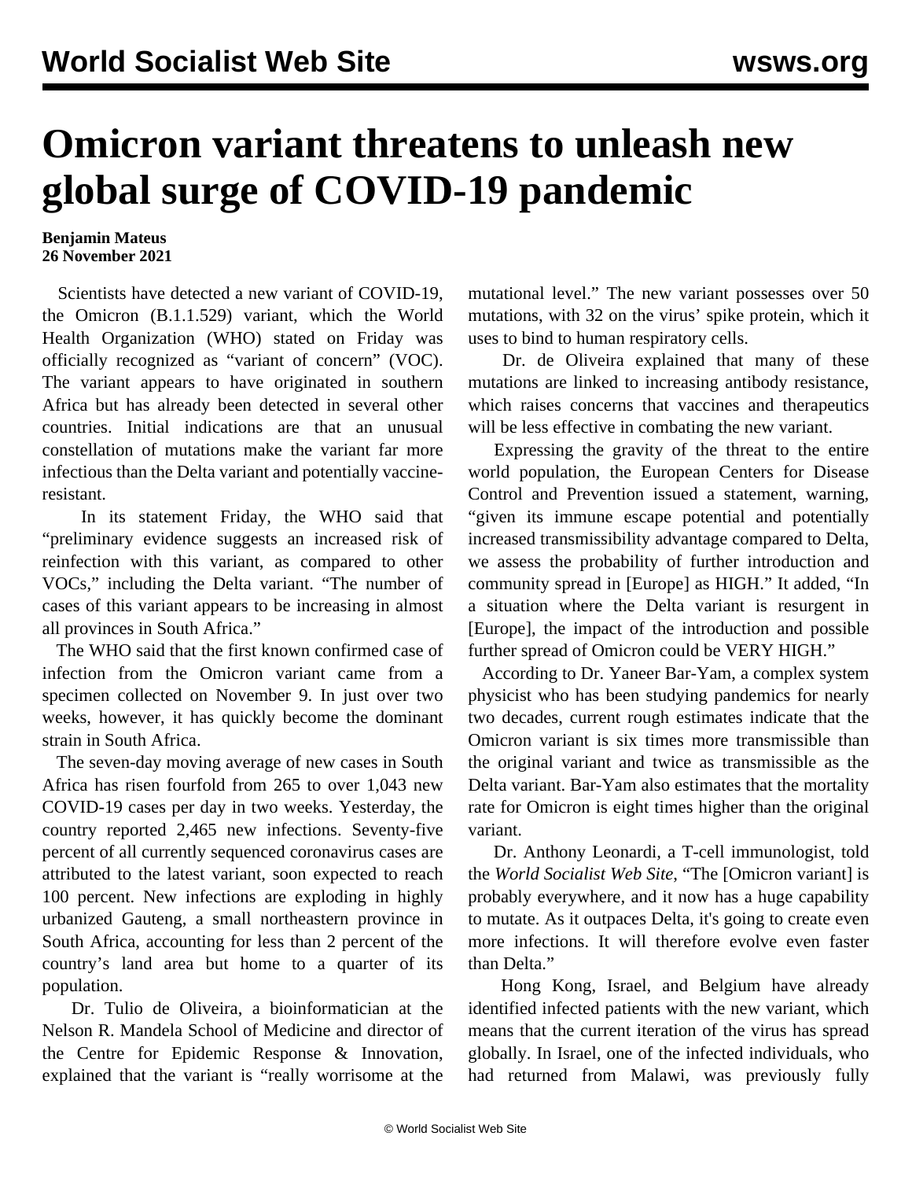# Omicron variant threatens to unleash new global surge of COVID-19 pandemic

**Benjamin Mateus**
**26 November 2021**

Scientists have detected a new variant of COVID-19, the Omicron (B.1.1.529) variant, which the World Health Organization (WHO) stated on Friday was officially recognized as "variant of concern" (VOC). The variant appears to have originated in southern Africa but has already been detected in several other countries. Initial indications are that an unusual constellation of mutations make the variant far more infectious than the Delta variant and potentially vaccine-resistant.

In its statement Friday, the WHO said that "preliminary evidence suggests an increased risk of reinfection with this variant, as compared to other VOCs," including the Delta variant. "The number of cases of this variant appears to be increasing in almost all provinces in South Africa."

The WHO said that the first known confirmed case of infection from the Omicron variant came from a specimen collected on November 9. In just over two weeks, however, it has quickly become the dominant strain in South Africa.

The seven-day moving average of new cases in South Africa has risen fourfold from 265 to over 1,043 new COVID-19 cases per day in two weeks. Yesterday, the country reported 2,465 new infections. Seventy-five percent of all currently sequenced coronavirus cases are attributed to the latest variant, soon expected to reach 100 percent. New infections are exploding in highly urbanized Gauteng, a small northeastern province in South Africa, accounting for less than 2 percent of the country's land area but home to a quarter of its population.

Dr. Tulio de Oliveira, a bioinformatician at the Nelson R. Mandela School of Medicine and director of the Centre for Epidemic Response & Innovation, explained that the variant is "really worrisome at the mutational level." The new variant possesses over 50 mutations, with 32 on the virus' spike protein, which it uses to bind to human respiratory cells.

Dr. de Oliveira explained that many of these mutations are linked to increasing antibody resistance, which raises concerns that vaccines and therapeutics will be less effective in combating the new variant.

Expressing the gravity of the threat to the entire world population, the European Centers for Disease Control and Prevention issued a statement, warning, "given its immune escape potential and potentially increased transmissibility advantage compared to Delta, we assess the probability of further introduction and community spread in [Europe] as HIGH." It added, "In a situation where the Delta variant is resurgent in [Europe], the impact of the introduction and possible further spread of Omicron could be VERY HIGH."

According to Dr. Yaneer Bar-Yam, a complex system physicist who has been studying pandemics for nearly two decades, current rough estimates indicate that the Omicron variant is six times more transmissible than the original variant and twice as transmissible as the Delta variant. Bar-Yam also estimates that the mortality rate for Omicron is eight times higher than the original variant.

Dr. Anthony Leonardi, a T-cell immunologist, told the *World Socialist Web Site*, "The [Omicron variant] is probably everywhere, and it now has a huge capability to mutate. As it outpaces Delta, it's going to create even more infections. It will therefore evolve even faster than Delta."

Hong Kong, Israel, and Belgium have already identified infected patients with the new variant, which means that the current iteration of the virus has spread globally. In Israel, one of the infected individuals, who had returned from Malawi, was previously fully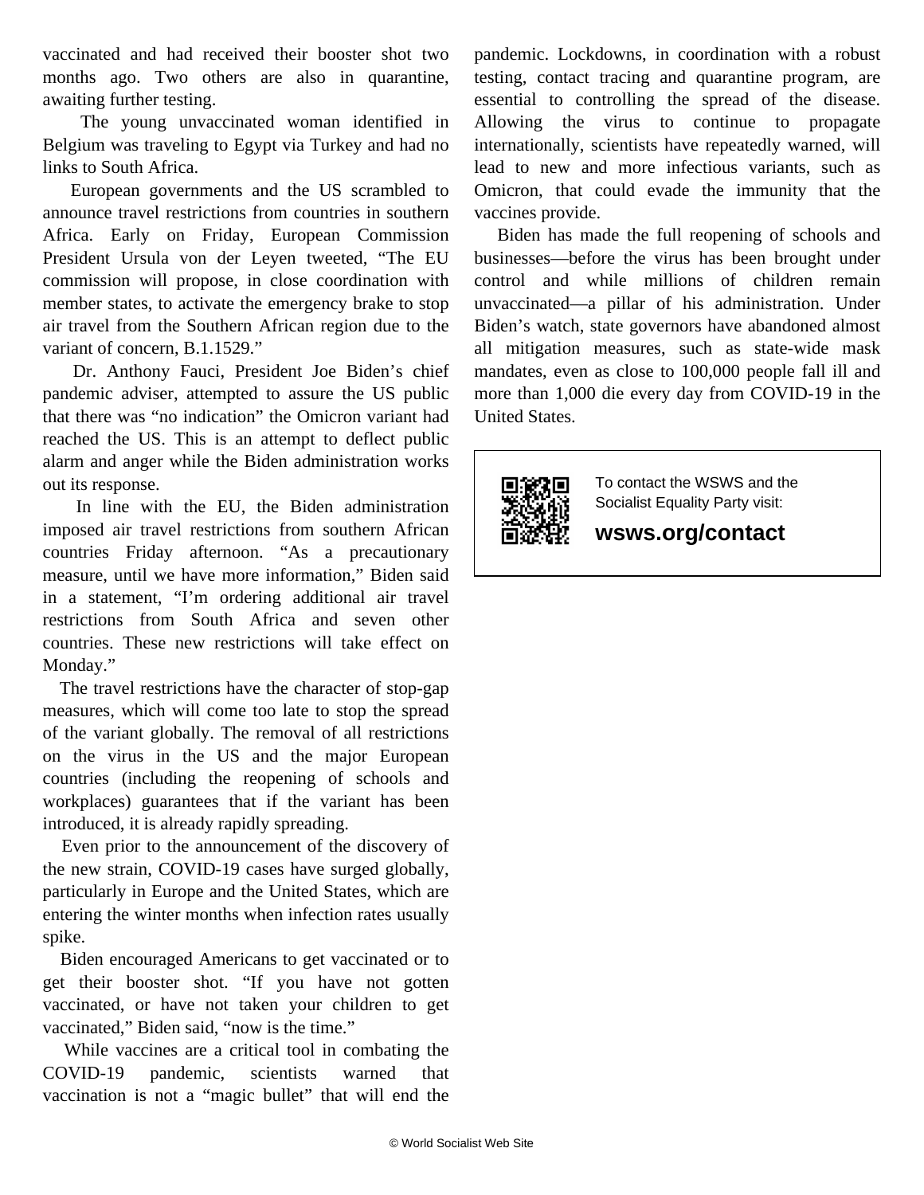vaccinated and had received their booster shot two months ago. Two others are also in quarantine, awaiting further testing.

The young unvaccinated woman identified in Belgium was traveling to Egypt via Turkey and had no links to South Africa.

European governments and the US scrambled to announce travel restrictions from countries in southern Africa. Early on Friday, European Commission President Ursula von der Leyen tweeted, "The EU commission will propose, in close coordination with member states, to activate the emergency brake to stop air travel from the Southern African region due to the variant of concern, B.1.1529."

Dr. Anthony Fauci, President Joe Biden's chief pandemic adviser, attempted to assure the US public that there was "no indication" the Omicron variant had reached the US. This is an attempt to deflect public alarm and anger while the Biden administration works out its response.

In line with the EU, the Biden administration imposed air travel restrictions from southern African countries Friday afternoon. "As a precautionary measure, until we have more information," Biden said in a statement, "I'm ordering additional air travel restrictions from South Africa and seven other countries. These new restrictions will take effect on Monday."

The travel restrictions have the character of stop-gap measures, which will come too late to stop the spread of the variant globally. The removal of all restrictions on the virus in the US and the major European countries (including the reopening of schools and workplaces) guarantees that if the variant has been introduced, it is already rapidly spreading.

Even prior to the announcement of the discovery of the new strain, COVID-19 cases have surged globally, particularly in Europe and the United States, which are entering the winter months when infection rates usually spike.

Biden encouraged Americans to get vaccinated or to get their booster shot. "If you have not gotten vaccinated, or have not taken your children to get vaccinated," Biden said, "now is the time."

While vaccines are a critical tool in combating the COVID-19 pandemic, scientists warned that vaccination is not a "magic bullet" that will end the pandemic. Lockdowns, in coordination with a robust testing, contact tracing and quarantine program, are essential to controlling the spread of the disease. Allowing the virus to continue to propagate internationally, scientists have repeatedly warned, will lead to new and more infectious variants, such as Omicron, that could evade the immunity that the vaccines provide.

Biden has made the full reopening of schools and businesses—before the virus has been brought under control and while millions of children remain unvaccinated—a pillar of his administration. Under Biden's watch, state governors have abandoned almost all mitigation measures, such as state-wide mask mandates, even as close to 100,000 people fall ill and more than 1,000 die every day from COVID-19 in the United States.

To contact the WSWS and the Socialist Equality Party visit:

**wsws.org/contact**